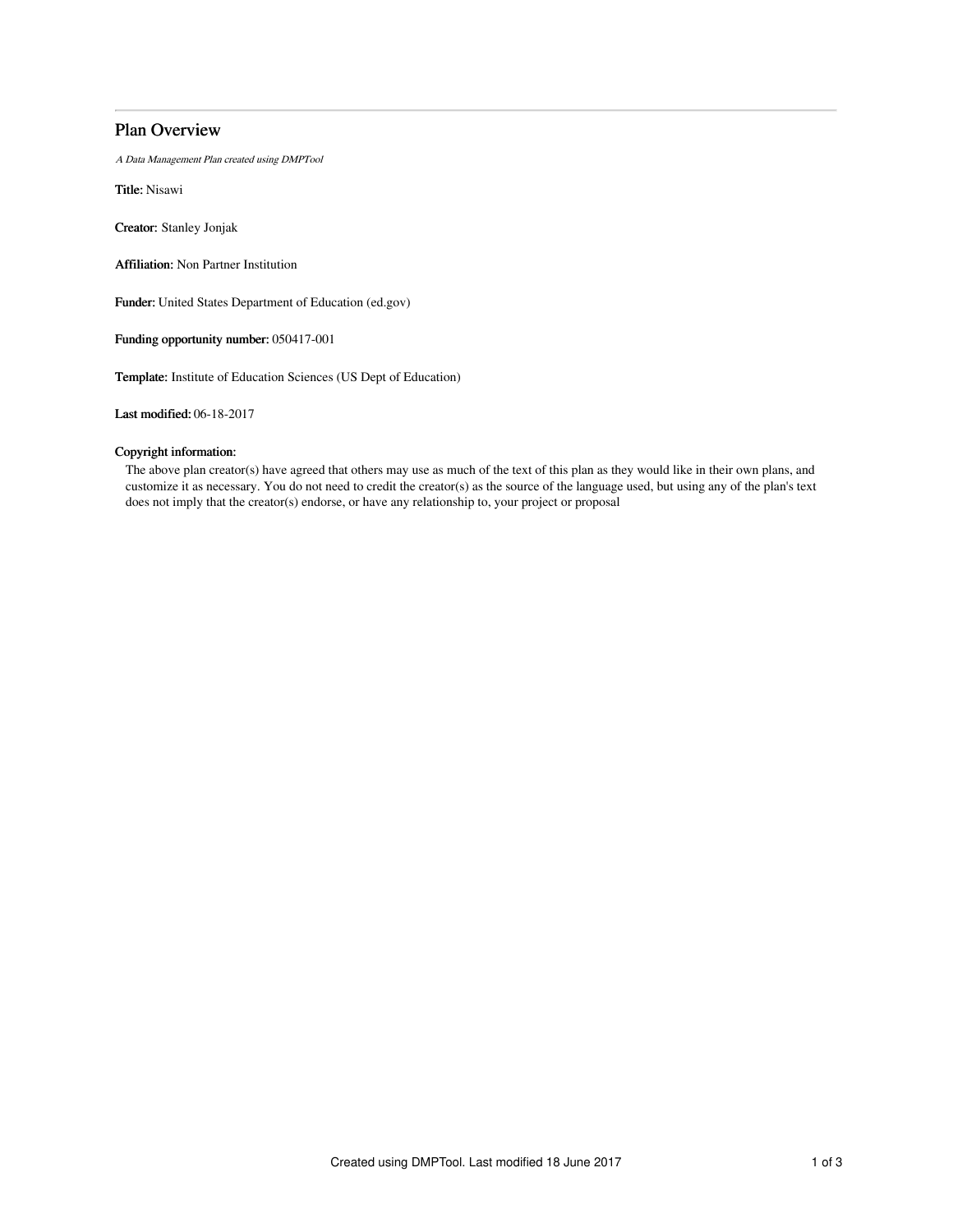# Plan Overview

*A Data Management Plan created using DMPTool*

**Title:** Nisawi

**Creator:** Stanley Jonjak

**Affiliation:** Non Partner Institution

**Funder:** United States Department of Education (ed.gov)

**Funding opportunity number:** 050417-001

**Template:** Institute of Education Sciences (US Dept of Education)

**Last modified:** 06-18-2017

**Copyright information:**

The above plan creator(s) have agreed that others may use as much of the text of this plan as they would like in their own plans, and customize it as necessary. You do not need to credit the creator(s) as the source of the language used, but using any of the plan's text does not imply that the creator(s) endorse, or have any relationship to, your project or proposal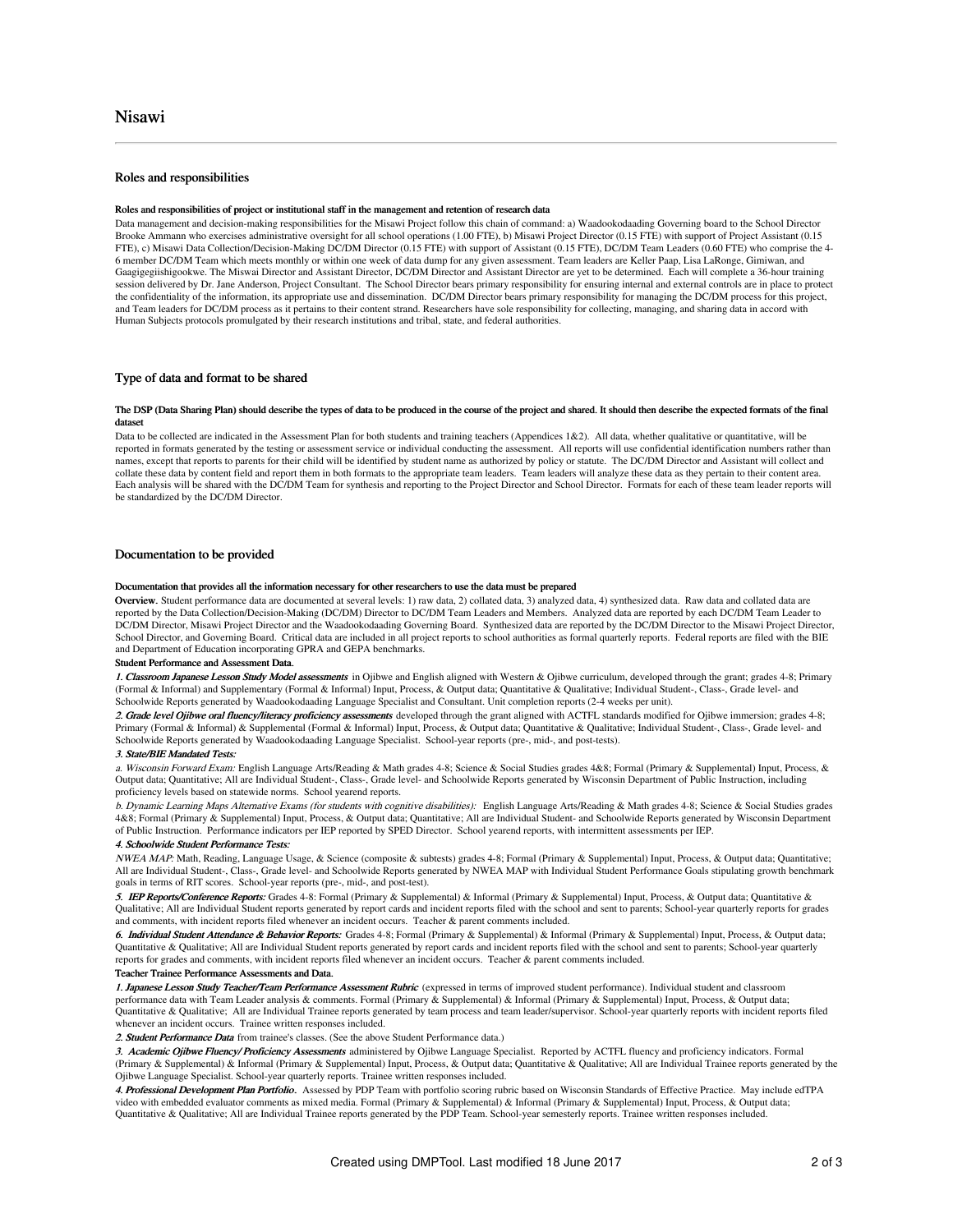# Nisawi

## Roles and responsibilities

#### Roles and responsibilities of project or institutional staff in the management and retention of research data

Data management and decision-making responsibilities for the Misawi Project follow this chain of command: a) Waadookodaading Governing board to the School Director Brooke Ammann who exercises administrative oversight for all school operations (1.00 FTE), b) Misawi Project Director (0.15 FTE) with support of Project Assistant (0.15 FTE), c) Misawi Data Collection/Decision-Making DC/DM Director (0.15 FTE) with support of Assistant (0.15 FTE), DC/DM Team Leaders (0.60 FTE) who comprise the 4-6 member DC/DM Team which meets monthly or within one week of data dump for any given assessment. Team leaders are Keller Paap, Lisa LaRonge, Gimiwan, and Gaagigegiishigookwe. The Miswai Director and Assistant Director, DC/DM Director and Assistent Director are yet to be determined. Each will complete a 36-hour training session delivered by Dr. Jane Anderson, Project Consultant. The School Director bears primary responsibility for ensuring internal and external controls are in place to protect the confidentiality of the information, its appropriate use and dissemination. DC/DM Director bears primary responsibility for managing the DC/DM process for this project, and Team leaders for DC/DM process as it pertains to their content strand. Researchers have sole responsibility for collecting, managing, and sharing data in accord with Human Subjects protocols promulgated by their research institutions and tribal, state, and federal authorities.

## Type of data and format to be shared

#### The DSP (Data Sharing Plan) should describe the types of data to be produced in the course of the project and shared. It should then describe the expected formats of the final dataset

Data to be collected are indicated in the Assessment Plan for both students and training teachers (Appendices 1&2). All data, whether qualitative or quantitative, will be reported in formats generated by the testing or assessment service or individual conducting the assessment. All reports will use confidential identification numbers rather than names, except that reports to parents for their child will be identified by student name as authorized by policy or statute. The DC/DM Director and Assistant will collect and collate these data by content field and report them in both formats to the appropriate team leaders. Team leaders will analyze these data as they pertain to their content area. Each analysis will be shared with the DC/DM Team for synthesis and reporting to the Project Director and School Director. Formats for each of these team leader reports will be standardized by the DC/DM Director.

## Documentation to be provided

#### Documentation that provides all the information necessary for other researchers to use the data must be prepared

**Overview.** Student performance data are documented at several levels: 1) raw data, 2) collated data, 3) analyzed data, 4) synthesized data. Raw data and collated data are reported by the Data Collection/Decision-Making (DC/DM) Director to DC/DM Team Leaders and Members. Analyzed data are reported by each DC/DM Team Leader to DC/DM Director, Misawi Project Director and the Waadookodaading Governing Board. Synthesized data are reported by the DC/DM Director to the Misawi Project Director, School Director, and Governing Board. Critical data are included in all project reports to school authorities as formal quarterly reports. Federal reports are filed with the BIE and Department of Education incorporating GPRA and GEPA benchmarks.

**Student Performance and Assessment Data.**

***1. Classroom Japanese Lesson Study Model assessments*** in Ojibwe and English aligned with Western & Ojibwe curriculum, developed through the grant; grades 4-8; Primary (Formal & Informal) and Supplementary (Formal & Informal) Input, Process, & Output data; Quantitative & Qualitative; Individual Student-, Class-, Grade level- and Schoolwide Reports generated by Waadookodaading Language Specialist and Consultant. Unit completion reports (2-4 weeks per unit).

***2. Grade level Ojibwe oral fluency/literacy proficiency assessments*** developed through the grant aligned with ACTFL standards modified for Ojibwe immersion; grades 4-8; Primary (Formal & Informal) & Supplemental (Formal & Informal) Input, Process, & Output data; Quantitative & Qualitative; Individual Student-, Class-, Grade level- and Schoolwide Reports generated by Waadookodaading Language Specialist. School-year reports (pre-, mid-, and post-tests).

***3. State/BIE Mandated Tests:***

*a. Wisconsin Forward Exam:* English Language Arts/Reading & Math grades 4-8; Science & Social Studies grades 4&8; Formal (Primary & Supplemental) Input, Process, & Output data; Quantitative; All are Individual Student-, Class-, Grade level- and Schoolwide Reports generated by Wisconsin Department of Public Instruction, including proficiency levels based on statewide norms. School yearend reports.

*b. Dynamic Learning Maps Alternative Exams (for students with cognitive disabilities):* English Language Arts/Reading & Math grades 4-8; Science & Social Studies grades 4&8; Formal (Primary & Supplemental) Input, Process, & Output data; Quantitative; All are Individual Student- and Schoolwide Reports generated by Wisconsin Department of Public Instruction. Performance indicators per IEP reported by SPED Director. School yearend reports, with intermittent assessments per IEP.

***4. Schoolwide Student Performance Tests:***

*NWEA MAP:* Math, Reading, Language Usage, & Science (composite & subtests) grades 4-8; Formal (Primary & Supplemental) Input, Process, & Output data; Quantitative; All are Individual Student-, Class-, Grade level- and Schoolwide Reports generated by NWEA MAP with Individual Student Performance Goals stipulating growth benchmark goals in terms of RIT scores. School-year reports (pre-, mid-, and post-test).

***5. IEP Reports/Conference Reports:*** Grades 4-8: Formal (Primary & Supplemental) & Informal (Primary & Supplemental) Input, Process, & Output data; Quantitative & Qualitative; All are Individual Student reports generated by report cards and incident reports filed with the school and sent to parents; School-year quarterly reports for grades and comments, with incident reports filed whenever an incident occurs. Teacher & parent comments included.

***6. Individual Student Attendance & Behavior Reports:*** Grades 4-8; Formal (Primary & Supplemental) & Informal (Primary & Supplemental) Input, Process, & Output data; Quantitative & Qualitative; All are Individual Student reports generated by report cards and incident reports filed with the school and sent to parents; School-year quarterly reports for grades and comments, with incident reports filed whenever an incident occurs. Teacher & parent comments included.

**Teacher Trainee Performance Assessments and Data.**

***1. Japanese Lesson Study Teacher/Team Performance Assessment Rubric*** (expressed in terms of improved student performance). Individual student and classroom performance data with Team Leader analysis & comments. Formal (Primary & Supplemental) & Informal (Primary & Supplemental) Input, Process, & Output data; Quantitative & Qualitative; All are Individual Trainee reports generated by team process and team leader/supervisor. School-year quarterly reports with incident reports filed whenever an incident occurs. Trainee written responses included.

***2. Student Performance Data*** from trainee's classes. (See the above Student Performance data.)

***3. Academic Ojibwe Fluency/ Proficiency Assessments*** administered by Ojibwe Language Specialist. Reported by ACTFL fluency and proficiency indicators. Formal (Primary & Supplemental) & Informal (Primary & Supplemental) Input, Process, & Output data; Quantitative & Qualitative; All are Individual Trainee reports generated by the Ojibwe Language Specialist. School-year quarterly reports. Trainee written responses included.

***4. Professional Development Plan Portfolio.*** Assessed by PDP Team with portfolio scoring rubric based on Wisconsin Standards of Effective Practice. May include edTPA video with embedded evaluator comments as mixed media. Formal (Primary & Supplemental) & Informal (Primary & Supplemental) Input, Process, & Output data; Quantitative & Qualitative; All are Individual Trainee reports generated by the PDP Team. School-year semesterly reports. Trainee written responses included.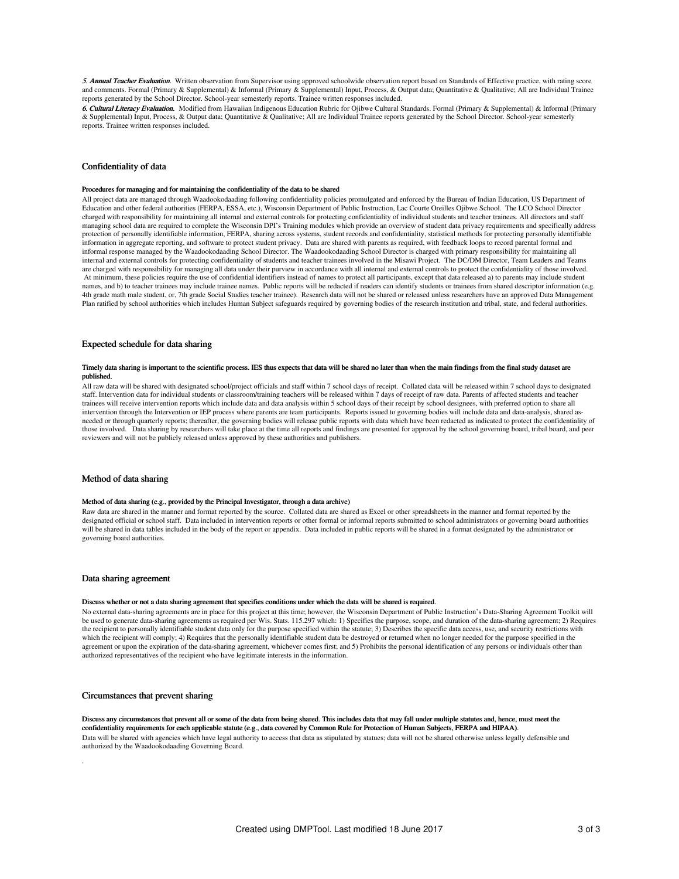***5. Annual Teacher Evaluation.*** Written observation from Supervisor using approved schoolwide observation report based on Standards of Effective practice, with rating score and comments. Formal (Primary & Supplemental) & Informal (Primary & Supplemental) Input, Process, & Output data; Quantitative & Qualitative; All are Individual Trainee reports generated by the School Director. School-year semesterly reports. Trainee written responses included.

***6. Cultural Literacy Evaluation.*** Modified from Hawaiian Indigenous Education Rubric for Ojibwe Cultural Standards. Formal (Primary & Supplemental) & Informal (Primary & Supplemental) Input, Process, & Output data; Quantitative & Qualitative; All are Individual Trainee reports generated by the School Director. School-year semesterly reports. Trainee written responses included.

## Confidentiality of data

**Procedures for managing and for maintaining the confidentiality of the data to be shared**

All project data are managed through Waadookodaading following confidentiality policies promulgated and enforced by the Bureau of Indian Education, US Department of Education and other federal authorities (FERPA, ESSA, etc.), Wisconsin Department of Public Instruction, Lac Courte Oreilles Ojibwe School. The LCO School Director charged with responsibility for maintaining all internal and external controls for protecting confidentiality of individual students and teacher trainees. All directors and staff managing school data are required to complete the Wisconsin DPI's Training modules which provide an overview of student data privacy requirements and specifically address protection of personally identifiable information, FERPA, sharing across systems, student records and confidentiality, statistical methods for protecting personally identifiable information in aggregate reporting, and software to protect student privacy. Data are shared with parents as required, with feedback loops to record parental formal and informal response managed by the Waadookodaading School Director. The Waadookodaading School Director is charged with primary responsibility for maintaining all internal and external controls for protecting confidentiality of students and teacher trainees involved in the Misawi Project. The DC/DM Director, Team Leaders and Teams are charged with responsibility for managing all data under their purview in accordance with all internal and external controls to protect the confidentiality of those involved. At minimum, these policies require the use of confidential identifiers instead of names to protect all participants, except that data released a) to parents may include student names, and b) to teacher trainees may include trainee names. Public reports will be redacted if readers can identify students or trainees from shared descriptor information (e.g. 4th grade math male student, or, 7th grade Social Studies teacher trainee). Research data will not be shared or released unless researchers have an approved Data Management Plan ratified by school authorities which includes Human Subject safeguards required by governing bodies of the research institution and tribal, state, and federal authorities.

## Expected schedule for data sharing

**Timely data sharing is important to the scientific process. IES thus expects that data will be shared no later than when the main findings from the final study dataset are published.**

All raw data will be shared with designated school/project officials and staff within 7 school days of receipt. Collated data will be released within 7 school days to designated staff. Intervention data for individual students or classroom/training teachers will be released within 7 days of receipt of raw data. Parents of affected students and teacher trainees will receive intervention reports which include data and data analysis within 5 school days of their receipt by school designees, with preferred option to share all intervention through the Intervention or IEP process where parents are team participants. Reports issued to governing bodies will include data and data-analysis, shared as-needed or through quarterly reports; thereafter, the governing bodies will release public reports with data which have been redacted as indicated to protect the confidentiality of those involved. Data sharing by researchers will take place at the time all reports and findings are presented for approval by the school governing board, tribal board, and peer reviewers and will not be publicly released unless approved by these authorities and publishers.

## Method of data sharing

**Method of data sharing (e.g., provided by the Principal Investigator, through a data archive)**

Raw data are shared in the manner and format reported by the source. Collated data are shared as Excel or other spreadsheets in the manner and format reported by the designated official or school staff. Data included in intervention reports or other formal or informal reports submitted to school administrators or governing board authorities will be shared in data tables included in the body of the report or appendix. Data included in public reports will be shared in a format designated by the administrator or governing board authorities.

## Data sharing agreement

**Discuss whether or not a data sharing agreement that specifies conditions under which the data will be shared is required.**

No external data-sharing agreements are in place for this project at this time; however, the Wisconsin Department of Public Instruction's Data-Sharing Agreement Toolkit will be used to generate data-sharing agreements as required per Wis. Stats. 115.297 which: 1) Specifies the purpose, scope, and duration of the data-sharing agreement; 2) Requires the recipient to personally identifiable student data only for the purpose specified within the statute; 3) Describes the specific data access, use, and security restrictions with which the recipient will comply; 4) Requires that the personally identifiable student data be destroyed or returned when no longer needed for the purpose specified in the agreement or upon the expiration of the data-sharing agreement, whichever comes first; and 5) Prohibits the personal identification of any persons or individuals other than authorized representatives of the recipient who have legitimate interests in the information.

## Circumstances that prevent sharing

**Discuss any circumstances that prevent all or some of the data from being shared. This includes data that may fall under multiple statutes and, hence, must meet the confidentiality requirements for each applicable statute (e.g., data covered by Common Rule for Protection of Human Subjects, FERPA and HIPAA).**

Data will be shared with agencies which have legal authority to access that data as stipulated by statues; data will not be shared otherwise unless legally defensible and authorized by the Waadookodaading Governing Board.

Created using DMPTool. Last modified 18 June 2017